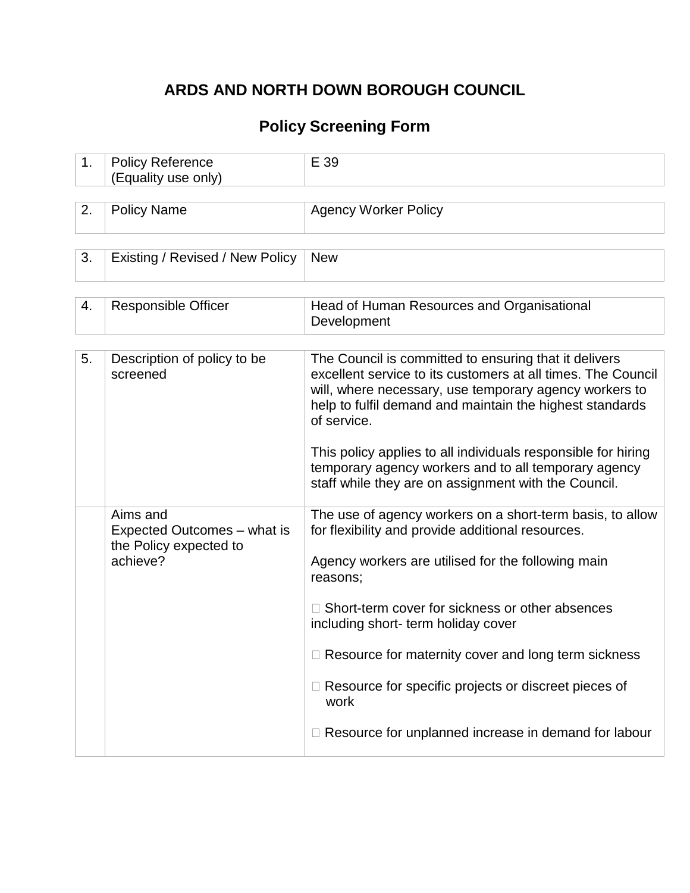# ARDS AND NORTH DOWN BOROUGH COUNCIL

## Policy Screening Form

| | | |
|---|---|---|
| 1. | Policy Reference (Equality use only) | E 39 |

| | | |
|---|---|---|
| 2. | Policy Name | Agency Worker Policy |

| | | |
|---|---|---|
| 3. | Existing / Revised / New Policy | New |

| | | |
|---|---|---|
| 4. | Responsible Officer | Head of Human Resources and Organisational Development |

| | | |
|---|---|---|
| 5. | Description of policy to be screened | The Council is committed to ensuring that it delivers excellent service to its customers at all times. The Council will, where necessary, use temporary agency workers to help to fulfil demand and maintain the highest standards of service.<br><br>This policy applies to all individuals responsible for hiring temporary agency workers and to all temporary agency staff while they are on assignment with the Council. |
| | Aims and Expected Outcomes – what is the Policy expected to achieve? | The use of agency workers on a short-term basis, to allow for flexibility and provide additional resources.<br><br>Agency workers are utilised for the following main reasons;<br><br>□ Short-term cover for sickness or other absences including short- term holiday cover<br><br>□ Resource for maternity cover and long term sickness<br><br>□ Resource for specific projects or discreet pieces of work<br><br>□ Resource for unplanned increase in demand for labour |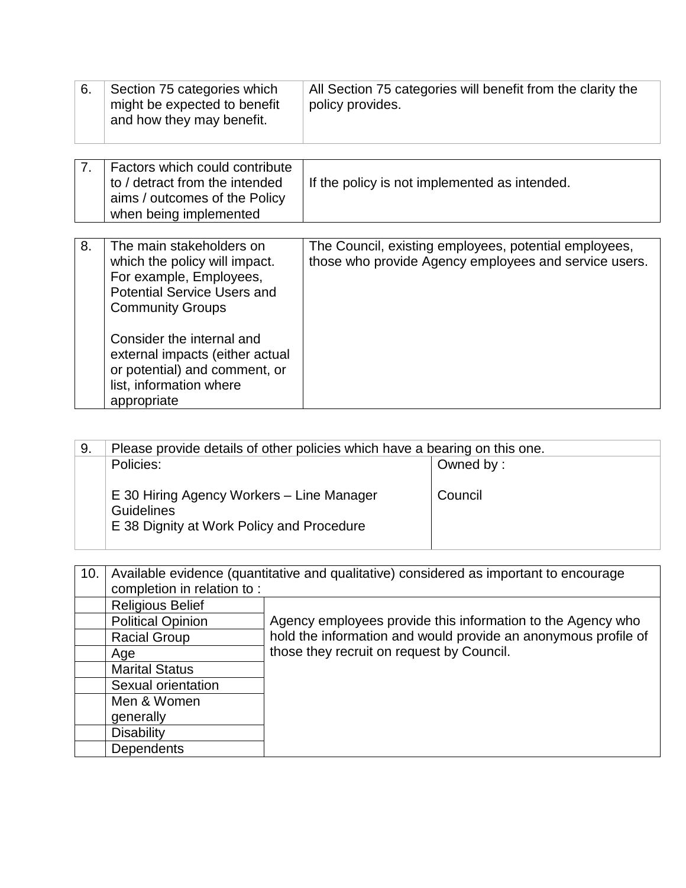| 6. | Section 75 categories which might be expected to benefit and how they may benefit. | All Section 75 categories will benefit from the clarity the policy provides. |
|---|---|---|

| 7. | Factors which could contribute to / detract from the intended aims / outcomes of the Policy when being implemented | If the policy is not implemented as intended. |
|---|---|---|

| 8. | The main stakeholders on which the policy will impact. For example, Employees, Potential Service Users and Community Groups<br><br>Consider the internal and external impacts (either actual or potential) and comment, or list, information where appropriate | The Council, existing employees, potential employees, those who provide Agency employees and service users. |
|---|---|---|

| 9. | Please provide details of other policies which have a bearing on this one. | |
|---|---|---|
| | Policies:<br><br>E 30 Hiring Agency Workers – Line Manager Guidelines<br>E 38 Dignity at Work Policy and Procedure | Owned by :<br><br>Council |

| 10. | Available evidence (quantitative and qualitative) considered as important to encourage completion in relation to : | |
|---|---|---|
| | Religious Belief | Agency employees provide this information to the Agency who hold the information and would provide an anonymous profile of those they recruit on request by Council. |
| | Political Opinion | |
| | Racial Group | |
| | Age | |
| | Marital Status | |
| | Sexual orientation | |
| | Men & Women generally | |
| | Disability | |
| | Dependents | |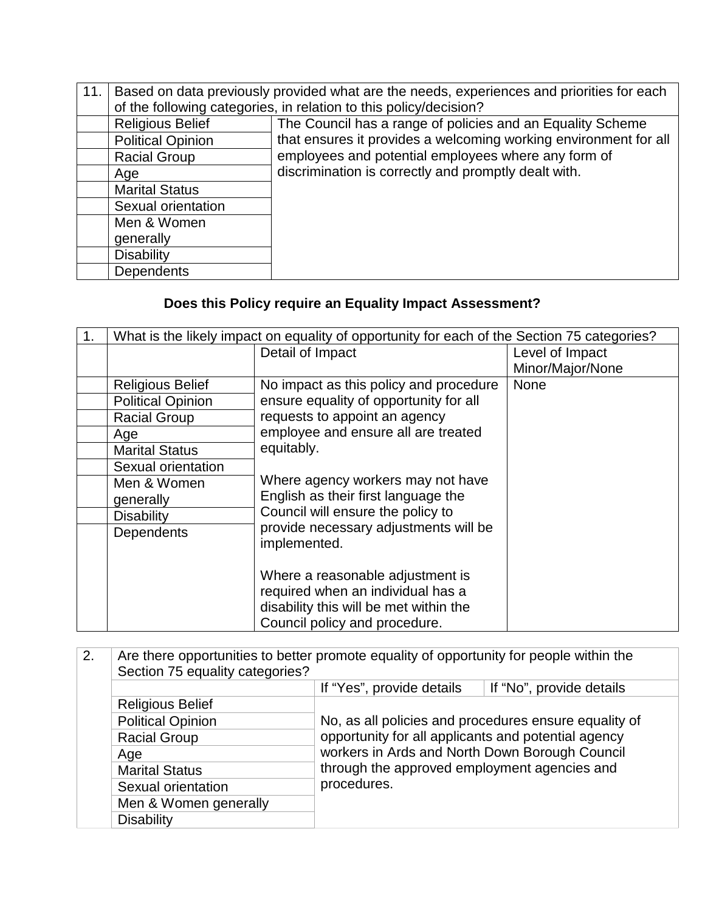| 11. | Based on data previously provided what are the needs, experiences and priorities for each of the following categories, in relation to this policy/decision? | |
|---|---|---|
| | Religious Belief | The Council has a range of policies and an Equality Scheme that ensures it provides a welcoming working environment for all employees and potential employees where any form of discrimination is correctly and promptly dealt with. |
| | Political Opinion | |
| | Racial Group | |
| | Age | |
| | Marital Status | |
| | Sexual orientation | |
| | Men & Women generally | |
| | Disability | |
| | Dependents | |

**Does this Policy require an Equality Impact Assessment?**

| 1. | What is the likely impact on equality of opportunity for each of the Section 75 categories? | | |
|---|---|---|---|
| | | Detail of Impact | Level of Impact Minor/Major/None |
| | Religious Belief | No impact as this policy and procedure ensure equality of opportunity for all requests to appoint an agency employee and ensure all are treated equitably.<br><br>Where agency workers may not have English as their first language the Council will ensure the policy to provide necessary adjustments will be implemented.<br><br>Where a reasonable adjustment is required when an individual has a disability this will be met within the Council policy and procedure. | None |
| | Political Opinion | | |
| | Racial Group | | |
| | Age | | |
| | Marital Status | | |
| | Sexual orientation | | |
| | Men & Women generally | | |
| | Disability | | |
| | Dependents | | |

| 2. | Are there opportunities to better promote equality of opportunity for people within the Section 75 equality categories? | | |
|---|---|---|---|
| | | If "Yes", provide details | If "No", provide details |
| | Religious Belief | No, as all policies and procedures ensure equality of opportunity for all applicants and potential agency workers in Ards and North Down Borough Council through the approved employment agencies and procedures. | |
| | Political Opinion | | |
| | Racial Group | | |
| | Age | | |
| | Marital Status | | |
| | Sexual orientation | | |
| | Men & Women generally | | |
| | Disability | | |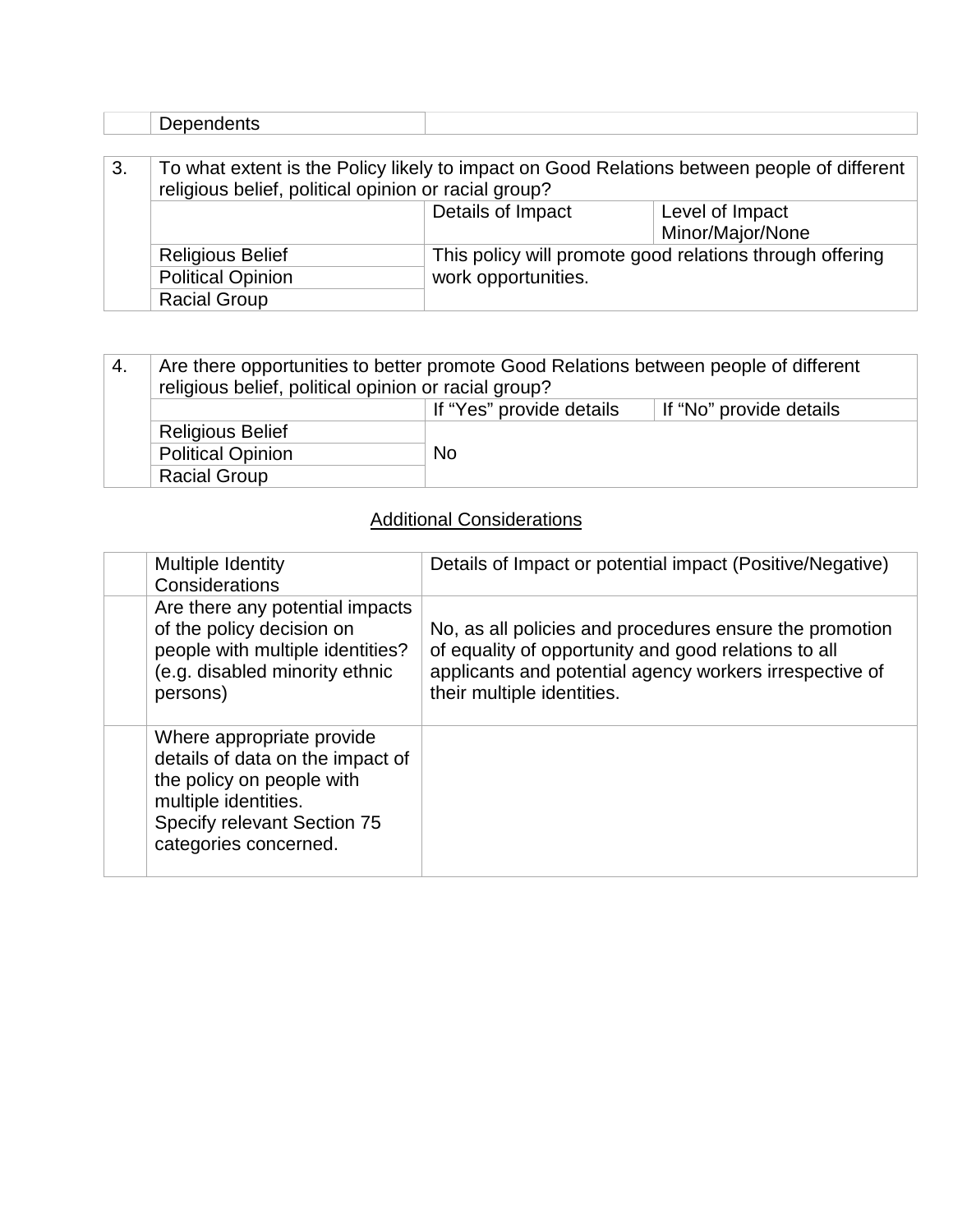| | Dependents | |
|---|---|---|

| 3. | To what extent is the Policy likely to impact on Good Relations between people of different religious belief, political opinion or racial group? | | |
|---|---|---|---|
| | | Details of Impact | Level of Impact Minor/Major/None |
| | Religious Belief | This policy will promote good relations through offering work opportunities. | |
| | Political Opinion | | |
| | Racial Group | | |

| 4. | Are there opportunities to better promote Good Relations between people of different religious belief, political opinion or racial group? | | |
|---|---|---|---|
| | | If "Yes" provide details | If "No" provide details |
| | Religious Belief | No | |
| | Political Opinion | | |
| | Racial Group | | |

## Additional Considerations

| | Multiple Identity Considerations | Details of Impact or potential impact (Positive/Negative) |
|---|---|---|
| | Are there any potential impacts of the policy decision on people with multiple identities? (e.g. disabled minority ethnic persons) | No, as all policies and procedures ensure the promotion of equality of opportunity and good relations to all applicants and potential agency workers irrespective of their multiple identities. |
| | Where appropriate provide details of data on the impact of the policy on people with multiple identities. Specify relevant Section 75 categories concerned. | |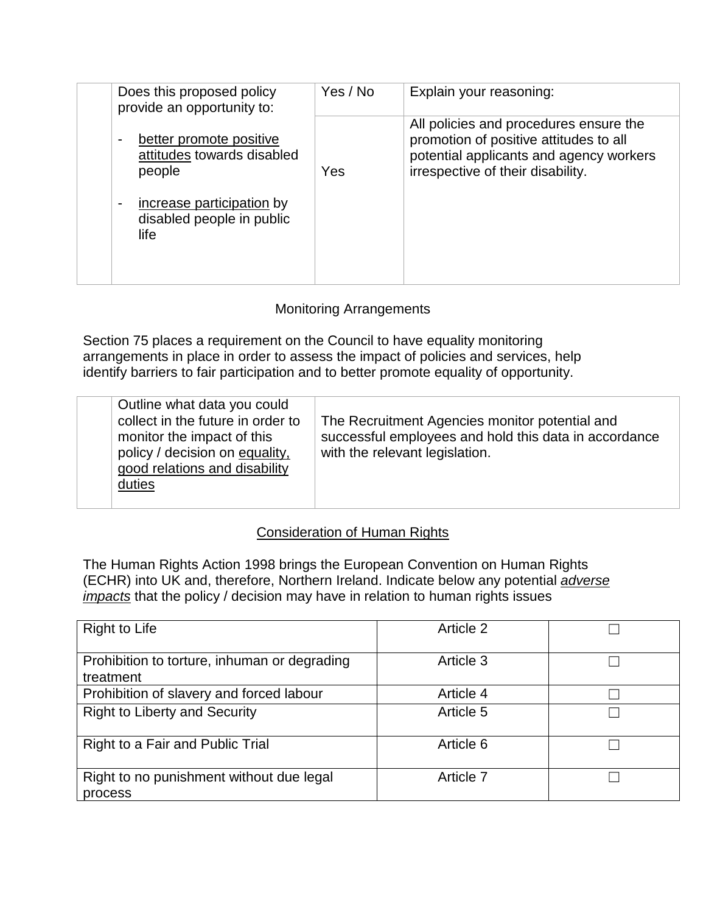| | Does this proposed policy provide an opportunity to:<br><br>- better promote positive attitudes towards disabled people<br><br>- increase participation by disabled people in public life | Yes / No | Explain your reasoning: |
|---|---|---|---|
| | | Yes | All policies and procedures ensure the promotion of positive attitudes to all potential applicants and agency workers irrespective of their disability. |

Monitoring Arrangements

Section 75 places a requirement on the Council to have equality monitoring arrangements in place in order to assess the impact of policies and services, help identify barriers to fair participation and to better promote equality of opportunity.

| | Outline what data you could collect in the future in order to monitor the impact of this policy / decision on equality, good relations and disability duties | The Recruitment Agencies monitor potential and successful employees and hold this data in accordance with the relevant legislation. |
|---|---|---|

Consideration of Human Rights

The Human Rights Action 1998 brings the European Convention on Human Rights (ECHR) into UK and, therefore, Northern Ireland. Indicate below any potential ***adverse impacts*** that the policy / decision may have in relation to human rights issues

| Right to Life | Article 2 | ☐ |
|---|---|---|
| Prohibition to torture, inhuman or degrading treatment | Article 3 | ☐ |
| Prohibition of slavery and forced labour | Article 4 | ☐ |
| Right to Liberty and Security | Article 5 | ☐ |
| Right to a Fair and Public Trial | Article 6 | ☐ |
| Right to no punishment without due legal process | Article 7 | ☐ |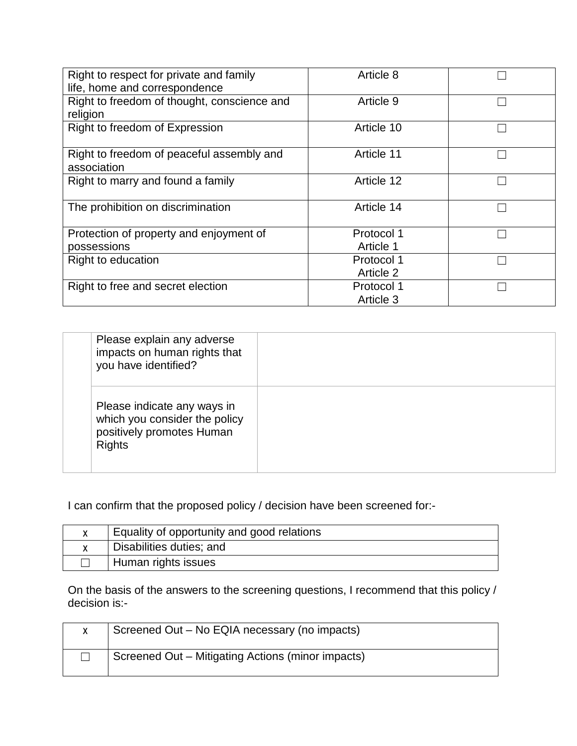| | | |
|---|---|---|
| Right to respect for private and family life, home and correspondence | Article 8 | ☐ |
| Right to freedom of thought, conscience and religion | Article 9 | ☐ |
| Right to freedom of Expression | Article 10 | ☐ |
| Right to freedom of peaceful assembly and association | Article 11 | ☐ |
| Right to marry and found a family | Article 12 | ☐ |
| The prohibition on discrimination | Article 14 | ☐ |
| Protection of property and enjoyment of possessions | Protocol 1 Article 1 | ☐ |
| Right to education | Protocol 1 Article 2 | ☐ |
| Right to free and secret election | Protocol 1 Article 3 | ☐ |

| | | |
|---|---|---|
| | Please explain any adverse impacts on human rights that you have identified? | |
| | Please indicate any ways in which you consider the policy positively promotes Human Rights | |

I can confirm that the proposed policy / decision have been screened for:-

| | |
|---|---|
| x | Equality of opportunity and good relations |
| x | Disabilities duties; and |
| ☐ | Human rights issues |

On the basis of the answers to the screening questions, I recommend that this policy / decision is:-

| | |
|---|---|
| x | Screened Out – No EQIA necessary (no impacts) |
| ☐ | Screened Out – Mitigating Actions (minor impacts) |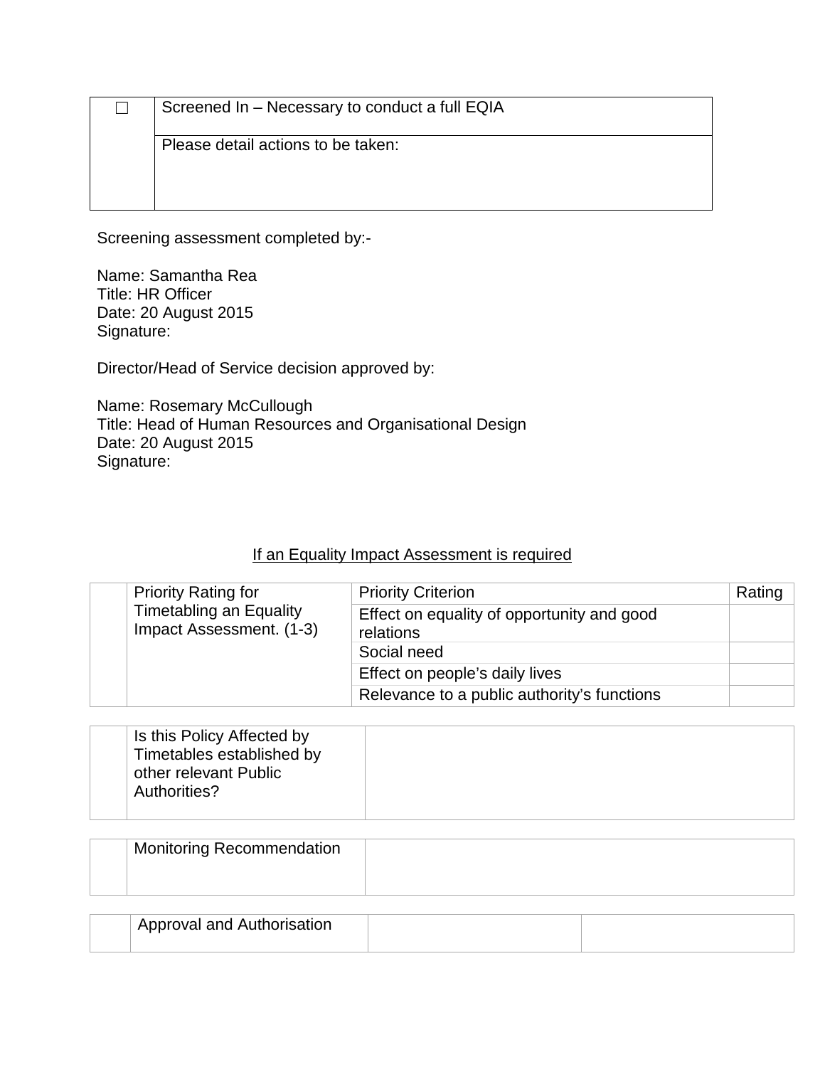| ☐ | Screened In – Necessary to conduct a full EQIA |
|---|---|
| | Please detail actions to be taken: |

Screening assessment completed by:-

Name: Samantha Rea
Title: HR Officer
Date: 20 August 2015
Signature:

Director/Head of Service decision approved by:

Name: Rosemary McCullough
Title: Head of Human Resources and Organisational Design
Date: 20 August 2015
Signature:

<u>If an Equality Impact Assessment is required</u>

| | Priority Rating for Timetabling an Equality Impact Assessment. (1-3) | Priority Criterion | Rating |
|---|---|---|---|
| | | Effect on equality of opportunity and good relations | |
| | | Social need | |
| | | Effect on people's daily lives | |
| | | Relevance to a public authority's functions | |

| | Is this Policy Affected by Timetables established by other relevant Public Authorities? | |
|---|---|---|

| | Monitoring Recommendation | |
|---|---|---|

| | Approval and Authorisation | | |
|---|---|---|---|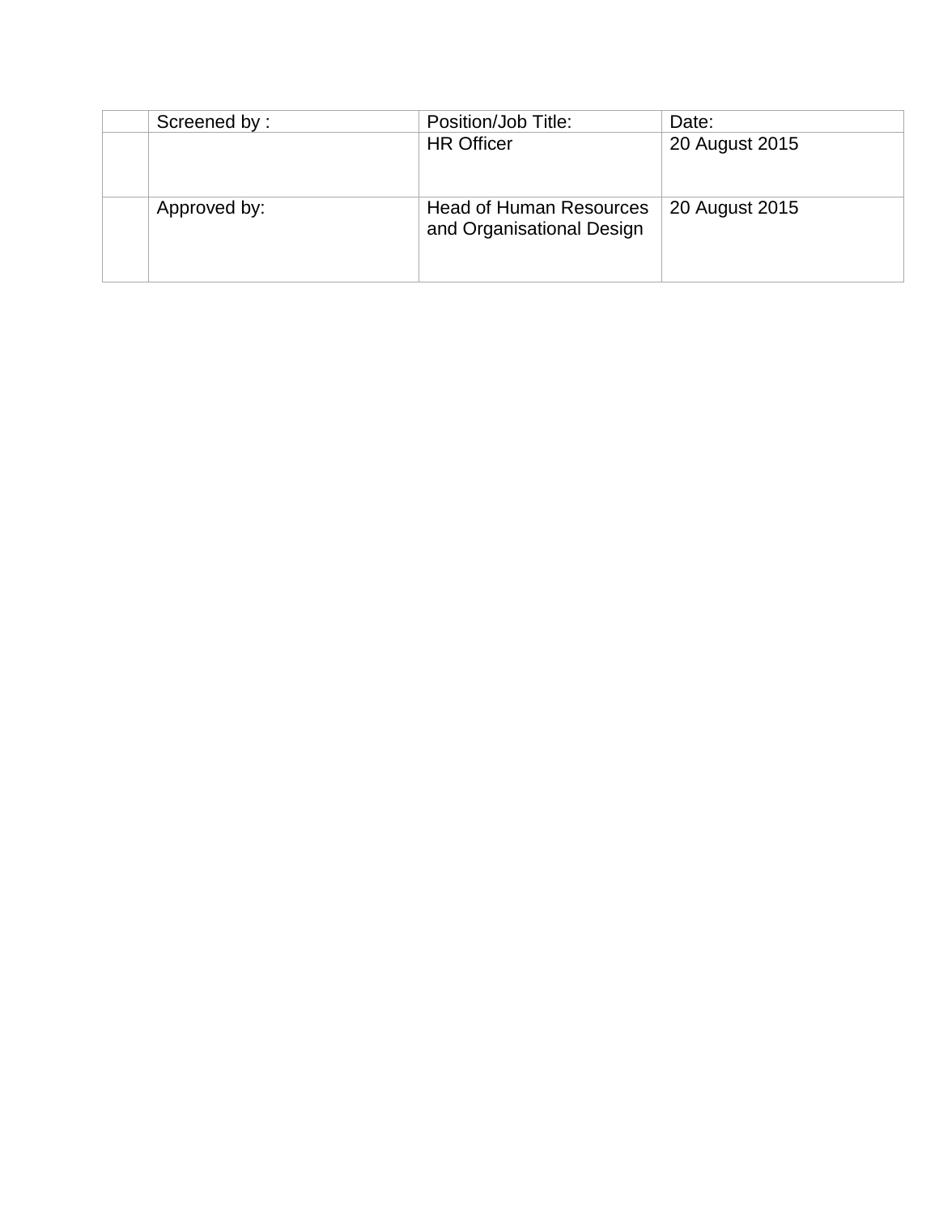| | | | |
|---|---|---|---|
| | Screened by : | Position/Job Title: | Date: |
| | | HR Officer | 20 August 2015 |
| | Approved by: | Head of Human Resources and Organisational Design | 20 August 2015 |